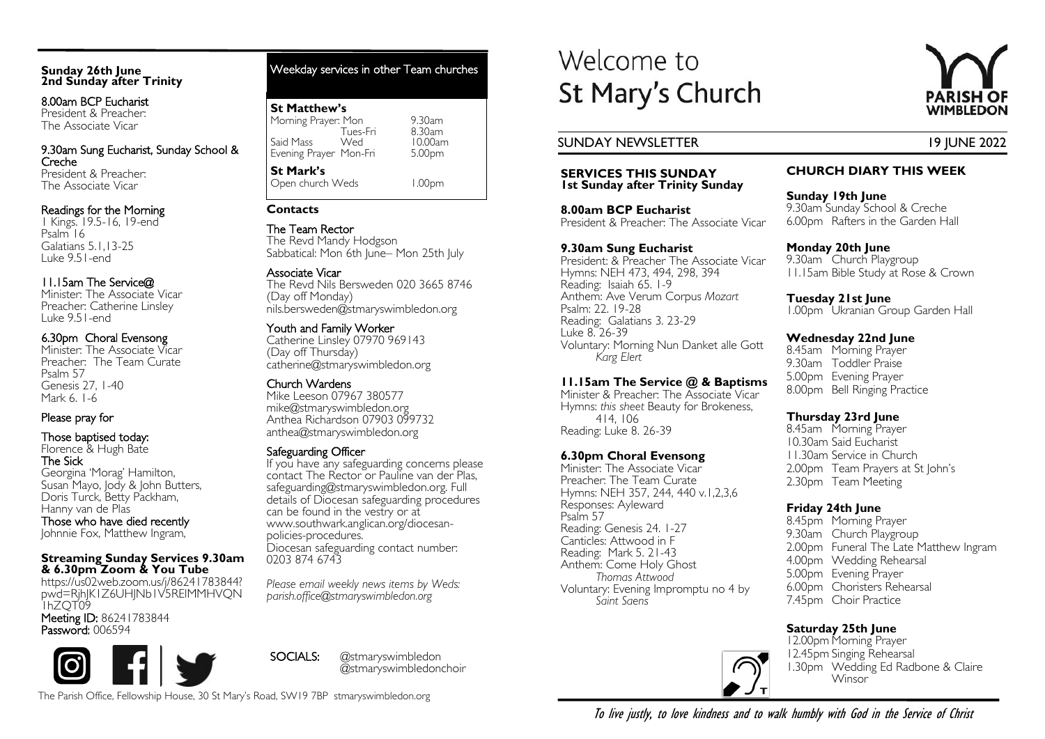# Welcome to St Mary's Church

PARISH OF WIMBLEDON

SUNDAY NEWSLETTER 19 JUNE 2022

## SERVICES THIS SUNDAY
**1st Sunday after Trinity Sunday**

**8.00am BCP Eucharist**
President & Preacher: The Associate Vicar

**9.30am Sung Eucharist**
President: & Preacher The Associate Vicar
Hymns: NEH 473, 494, 298, 394
Reading: Isaiah 65. 1-9
Anthem: Ave Verum Corpus *Mozart*
Psalm: 22. 19-28
Reading: Galatians 3. 23-29
Luke 8. 26-39
Voluntary: Morning Nun Danket alle Gott *Karg Elert*

**11.15am The Service @ & Baptisms**
Minister & Preacher: The Associate Vicar
Hymns: *this sheet* Beauty for Brokeness, 414, 106
Reading: Luke 8. 26-39

**6.30pm Choral Evensong**
Minister: The Associate Vicar
Preacher: The Team Curate
Hymns: NEH 357, 244, 440 v.1,2,3,6
Responses: Ayleward
Psalm 57
Reading: Genesis 24. 1-27
Canticles: Attwood in F
Reading: Mark 5. 21-43
Anthem: Come Holy Ghost *Thomas Attwood*
Voluntary: Evening Impromptu no 4 by *Saint Saens*

## CHURCH DIARY THIS WEEK

**Sunday 19th June**
9.30am Sunday School & Creche
6.00pm Rafters in the Garden Hall

**Monday 20th June**
9.30am Church Playgroup
11.15am Bible Study at Rose & Crown

**Tuesday 21st June**
1.00pm Ukranian Group Garden Hall

**Wednesday 22nd June**
8.45am Morning Prayer
9.30am Toddler Praise
5.00pm Evening Prayer
8.00pm Bell Ringing Practice

**Thursday 23rd June**
8.45am Morning Prayer
10.30am Said Eucharist
11.30am Service in Church
2.00pm Team Prayers at St John's
2.30pm Team Meeting

**Friday 24th June**
8.45pm Morning Prayer
9.30am Church Playgroup
2.00pm Funeral The Late Matthew Ingram
4.00pm Wedding Rehearsal
5.00pm Evening Prayer
6.00pm Choristers Rehearsal
7.45pm Choir Practice

**Saturday 25th June**
12.00pm Morning Prayer
12.45pm Singing Rehearsal
1.30pm Wedding Ed Radbone & Claire Winsor

*To live justly, to love kindness and to walk humbly with God in the Service of Christ*

---

**Sunday 26th June**
**2nd Sunday after Trinity**

8.00am BCP Eucharist
President & Preacher:
The Associate Vicar

9.30am Sung Eucharist, Sunday School & Creche
President & Preacher:
The Associate Vicar

Readings for the Morning
1 Kings. 19.5-16, 19-end
Psalm 16
Galatians 5.1,13-25
Luke 9.51-end

11.15am The Service@
Minister: The Associate Vicar
Preacher: Catherine Linsley
Luke 9.51-end

6.30pm Choral Evensong
Minister: The Associate Vicar
Preacher: The Team Curate
Psalm 57
Genesis 27, 1-40
Mark 6. 1-6

### Please pray for

Those baptised today:
Florence & Hugh Bate

The Sick
Georgina 'Morag' Hamilton, Susan Mayo, Jody & John Butters, Doris Turck, Betty Packham, Hanny van de Plas

Those who have died recently
Johnnie Fox, Matthew Ingram,

**Streaming Sunday Services 9.30am & 6.30pm Zoom & You Tube**
https://us02web.zoom.us/j/86241783844?pwd=RjhJK1Z6UHJNb1V5REIMMHVQN1hZQT09
Meeting ID: 86241783844
Password: 006594

## Weekday services in other Team churches

| **St Matthew's** | | |
|---|---|---|
| Morning Prayer: | Mon | 9.30am |
| | Tues-Fri | 8.30am |
| Said Mass | Wed | 10.00am |
| Evening Prayer | Mon-Fri | 5.00pm |
| **St Mark's** | | |
| Open church | Weds | 1.00pm |

### Contacts

The Team Rector
The Revd Mandy Hodgson
Sabbatical: Mon 6th June– Mon 25th July

Associate Vicar
The Revd Nils Bersweden 020 3665 8746
(Day off Monday)
nils.bersweden@stmaryswimbledon.org

Youth and Family Worker
Catherine Linsley 07970 969143
(Day off Thursday)
catherine@stmaryswimbledon.org

Church Wardens
Mike Leeson 07967 380577
mike@stmaryswimbledon.org
Anthea Richardson 07903 099732
anthea@stmaryswimbledon.org

Safeguarding Officer
If you have any safeguarding concerns please contact The Rector or Pauline van der Plas, safeguarding@stmaryswimbledon.org. Full details of Diocesan safeguarding procedures can be found in the vestry or at www.southwark.anglican.org/diocesan-policies-procedures.
Diocesan safeguarding contact number: 0203 874 6743

*Please email weekly news items by Weds: parish.office@stmaryswimbledon.org*

SOCIALS: @stmaryswimbledon
@stmaryswimbledonchoir

The Parish Office, Fellowship House, 30 St Mary's Road, SW19 7BP stmaryswimbledon.org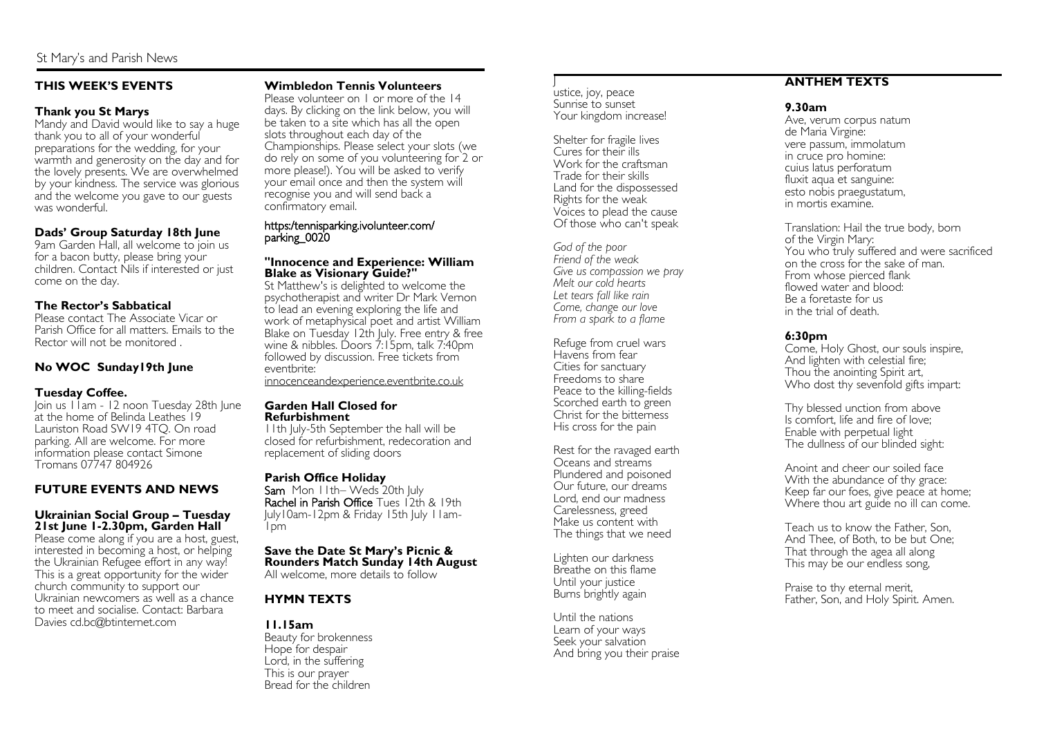## THIS WEEK'S EVENTS

### Thank you St Marys

Mandy and David would like to say a huge thank you to all of your wonderful preparations for the wedding, for your warmth and generosity on the day and for the lovely presents. We are overwhelmed by your kindness. The service was glorious and the welcome you gave to our guests was wonderful.

### Dads' Group Saturday 18th June

9am Garden Hall, all welcome to join us for a bacon butty, please bring your children. Contact Nils if interested or just come on the day.

### The Rector's Sabbatical

Please contact The Associate Vicar or Parish Office for all matters. Emails to the Rector will not be monitored .

### No WOC Sunday19th June

### Tuesday Coffee.

Join us 11am - 12 noon Tuesday 28th June at the home of Belinda Leathes 19 Lauriston Road SW19 4TQ. On road parking. All are welcome. For more information please contact Simone Tromans 07747 804926

## FUTURE EVENTS AND NEWS

### Ukrainian Social Group – Tuesday 21st June 1-2.30pm, Garden Hall

Please come along if you are a host, guest, interested in becoming a host, or helping the Ukrainian Refugee effort in any way! This is a great opportunity for the wider church community to support our Ukrainian newcomers as well as a chance to meet and socialise. Contact: Barbara Davies cd.bc@btinternet.com

### Wimbledon Tennis Volunteers

Please volunteer on 1 or more of the 14 days. By clicking on the link below, you will be taken to a site which has all the open slots throughout each day of the Championships. Please select your slots (we do rely on some of you volunteering for 2 or more please!). You will be asked to verify your email once and then the system will recognise you and will send back a confirmatory email.

https:/tennisparking.ivolunteer.com/parking_0020

### "Innocence and Experience: William Blake as Visionary Guide?"

St Matthew's is delighted to welcome the psychotherapist and writer Dr Mark Vernon to lead an evening exploring the life and work of metaphysical poet and artist William Blake on Tuesday 12th July. Free entry & free wine & nibbles. Doors 7:15pm, talk 7:40pm followed by discussion. Free tickets from eventbrite:
innocenceandexperience.eventbrite.co.uk

### Garden Hall Closed for Refurbishment

11th July-5th September the hall will be closed for refurbishment, redecoration and replacement of sliding doors

### Parish Office Holiday

Sam Mon 11th– Weds 20th July
Rachel in Parish Office Tues 12th & 19th July10am-12pm & Friday 15th July 11am-1pm

### Save the Date St Mary's Picnic & Rounders Match Sunday 14th August

All welcome, more details to follow

## HYMN TEXTS

### 11.15am

Beauty for brokenness
Hope for despair
Lord, in the suffering
This is our prayer
Bread for the children
Justice, joy, peace
Sunrise to sunset
Your kingdom increase!

Shelter for fragile lives
Cures for their ills
Work for the craftsman
Trade for their skills
Land for the dispossessed
Rights for the weak
Voices to plead the cause
Of those who can't speak

*God of the poor*
*Friend of the weak*
*Give us compassion we pray*
*Melt our cold hearts*
*Let tears fall like rain*
*Come, change our love*
*From a spark to a flame*

Refuge from cruel wars
Havens from fear
Cities for sanctuary
Freedoms to share
Peace to the killing-fields
Scorched earth to green
Christ for the bitterness
His cross for the pain

Rest for the ravaged earth
Oceans and streams
Plundered and poisoned
Our future, our dreams
Lord, end our madness
Carelessness, greed
Make us content with
The things that we need

Lighten our darkness
Breathe on this flame
Until your justice
Burns brightly again

Until the nations
Learn of your ways
Seek your salvation
And bring you their praise

## ANTHEM TEXTS

### 9.30am

Ave, verum corpus natum
de Maria Virgine:
vere passum, immolatum
in cruce pro homine:
cuius latus perforatum
fluxit aqua et sanguine:
esto nobis praegustatum,
in mortis examine.

Translation: Hail the true body, born
of the Virgin Mary:
You who truly suffered and were sacrificed
on the cross for the sake of man.
From whose pierced flank
flowed water and blood:
Be a foretaste for us
in the trial of death.

### 6:30pm

Come, Holy Ghost, our souls inspire,
And lighten with celestial fire;
Thou the anointing Spirit art,
Who dost thy sevenfold gifts impart:

Thy blessed unction from above
Is comfort, life and fire of love;
Enable with perpetual light
The dullness of our blinded sight:

Anoint and cheer our soiled face
With the abundance of thy grace:
Keep far our foes, give peace at home;
Where thou art guide no ill can come.

Teach us to know the Father, Son,
And Thee, of Both, to be but One;
That through the agea all along
This may be our endless song,

Praise to thy eternal merit,
Father, Son, and Holy Spirit. Amen.